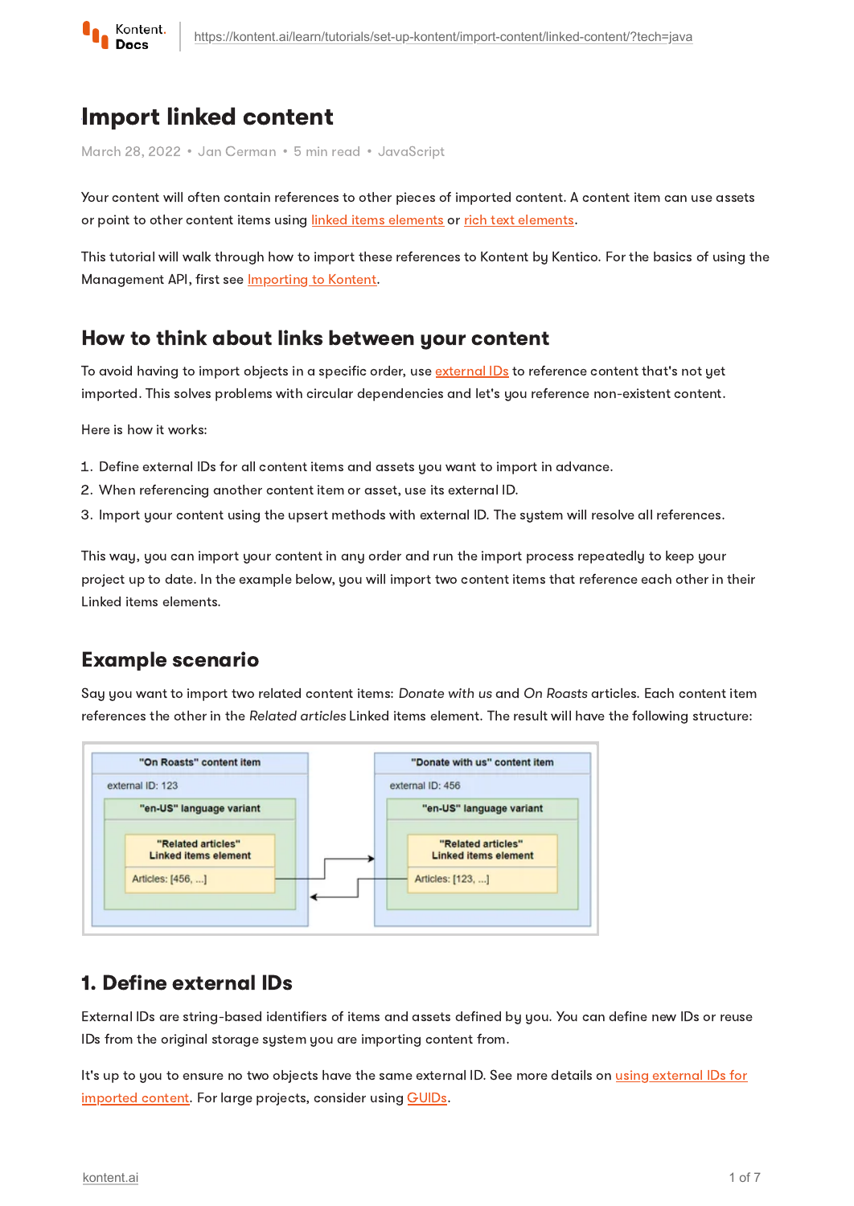# Import linked content

March 28, 2022 • Jan Cerman • 5 min read • JavaScript

Your content will often contain references to other pieces of imported content. A content item can use assets or point to other content items using linked items elements or rich text elements.

This tutorial will walk through how to import these references to Kontent by Kentico. For the basics of using the Management API, first see Importing to Kontent.

## How to think about links between your content

To avoid having to import objects in a specific order, use external IDs to reference content that's not yet imported. This solves problems with circular dependencies and let's you reference non-existent content.

Here is how it works:

1. Define external IDs for all content items and assets you want to import in advance.
2. When referencing another content item or asset, use its external ID.
3. Import your content using the upsert methods with external ID. The system will resolve all references.

This way, you can import your content in any order and run the import process repeatedly to keep your project up to date. In the example below, you will import two content items that reference each other in their Linked items elements.

## Example scenario

Say you want to import two related content items: *Donate with us* and *On Roasts* articles. Each content item references the other in the *Related articles* Linked items element. The result will have the following structure:

"On Roasts" content item
external ID: 123
"en-US" language variant
"Related articles" Linked items element
Articles: [456, ...]

"Donate with us" content item
external ID: 456
"en-US" language variant
"Related articles" Linked items element
Articles: [123, ...]

## 1. Define external IDs

External IDs are string-based identifiers of items and assets defined by you. You can define new IDs or reuse IDs from the original storage system you are importing content from.

It's up to you to ensure no two objects have the same external ID. See more details on using external IDs for imported content. For large projects, consider using GUIDs.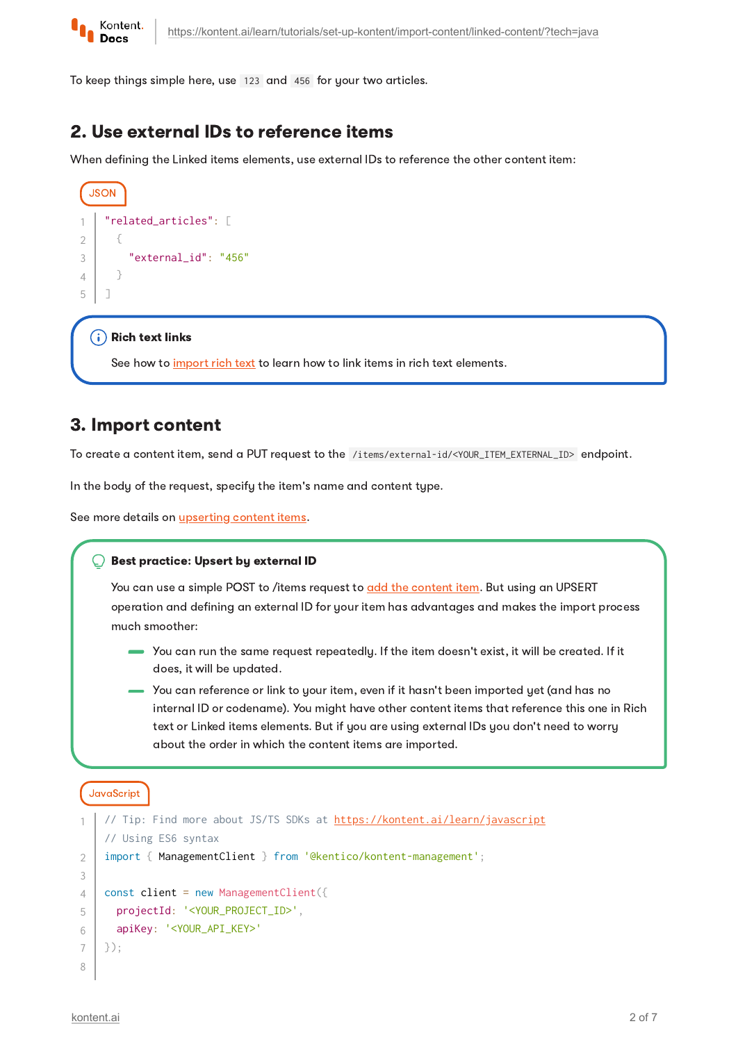To keep simple here, use `123` and `456` for your two articles.

## 2. Use external IDs to reference items

When defining the Linked items elements, use external IDs to reference the other content item:

```json
"related_articles": [
  {
    "external_id": "456"
  }
]
```

> **Rich text links**
>
> See how to import rich text to learn how to link items in rich text elements.

## 3. Import content

To create a content item, send a PUT request to the `/items/external-id/<YOUR_ITEM_EXTERNAL_ID>` endpoint.

In the body of the request, specify the item's name and content type.

See more details on upserting content items.

> **Best practice: Upsert by external ID**
>
> You can use a simple POST to /items request to add the content item. But using an UPSERT operation and defining an external ID for your item has advantages and makes the import process much smoother:
>
> - You can run the same request repeatedly. If the item doesn't exist, it will be created. If it does, it will be updated.
> - You can reference or link to your item, even if it hasn't been imported yet (and has no internal ID or codename). You might have other content items that reference this one in Rich text or Linked items elements. But if you are using external IDs you don't need to worry about the order in which the content items are imported.

```javascript
// Tip: Find more about JS/TS SDKs at https://kontent.ai/learn/javascript
// Using ES6 syntax
import { ManagementClient } from '@kentico/kontent-management';

const client = new ManagementClient({
  projectId: '<YOUR_PROJECT_ID>',
  apiKey: '<YOUR_API_KEY>'
});

```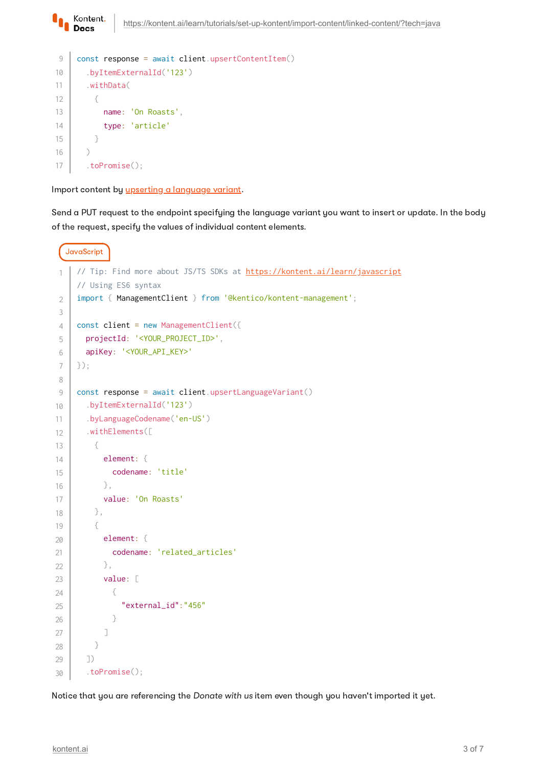```javascript
const response = await client.upsertContentItem()
  .byItemExternalId('123')
  .withData(
    {
      name: 'On Roasts',
      type: 'article'
    }
  )
  .toPromise();
```

Import content by upserting a language variant.

Send a PUT request to the endpoint specifying the language variant you want to insert or update. In the body of the request, specify the values of individual content elements.

JavaScript

```javascript
// Tip: Find more about JS/TS SDKs at https://kontent.ai/learn/javascript
// Using ES6 syntax
import { ManagementClient } from '@kentico/kontent-management';

const client = new ManagementClient({
  projectId: '<YOUR_PROJECT_ID>',
  apiKey: '<YOUR_API_KEY>'
});

const response = await client.upsertLanguageVariant()
  .byItemExternalId('123')
  .byLanguageCodename('en-US')
  .withElements([
    {
      element: {
        codename: 'title'
      },
      value: 'On Roasts'
    },
    {
      element: {
        codename: 'related_articles'
      },
      value: [
        {
          "external_id":"456"
        }
      ]
    }
  ])
  .toPromise();
```

Notice that you are referencing the *Donate with us* item even though you haven't imported it yet.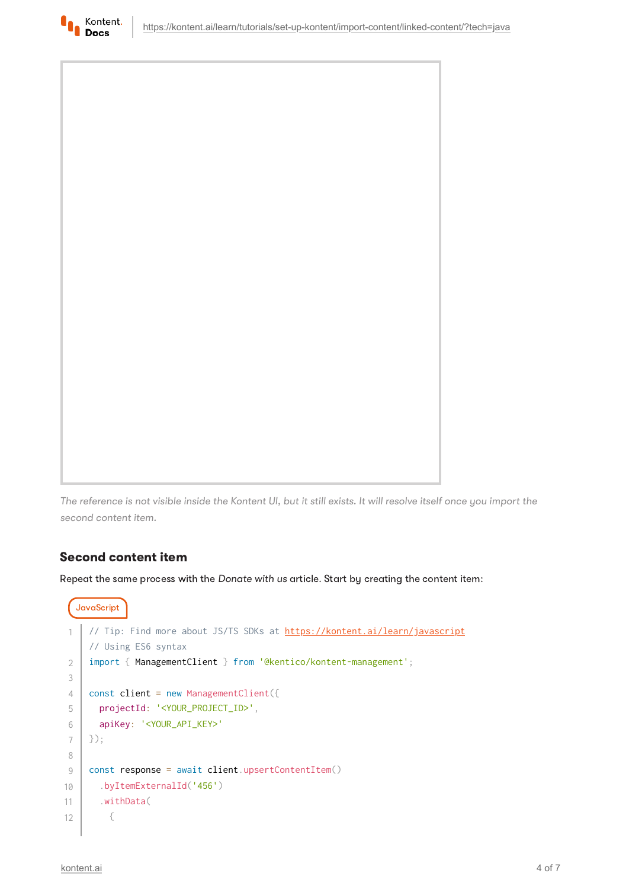The reference is not visible inside the Kontent UI, but it still exists. It will resolve itself once you import the second content item.

## Second content item

Repeat the same process with the *Donate with us* article. Start by creating the content item:

JavaScript

```javascript
// Tip: Find more about JS/TS SDKs at https://kontent.ai/learn/javascript
// Using ES6 syntax
import { ManagementClient } from '@kentico/kontent-management';

const client = new ManagementClient({
  projectId: '<YOUR_PROJECT_ID>',
  apiKey: '<YOUR_API_KEY>'
});

const response = await client.upsertContentItem()
  .byItemExternalId('456')
  .withData(
    {
```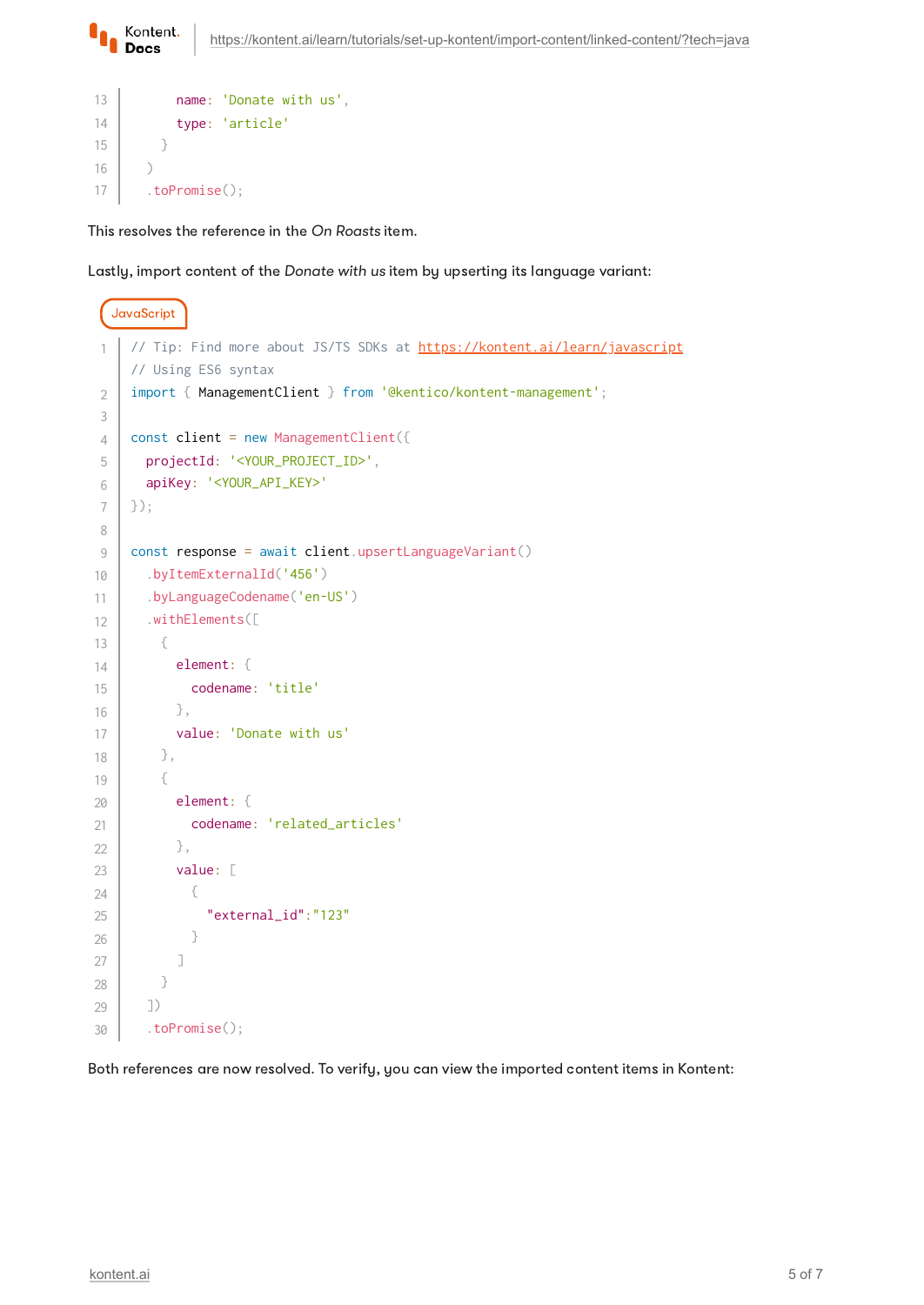```
      name: 'Donate with us',
      type: 'article'
    }
  )
  .toPromise();
```

This resolves the reference in the *On Roasts* item.

Lastly, import content of the *Donate with us* item by upserting its language variant:

JavaScript

```javascript
// Tip: Find more about JS/TS SDKs at https://kontent.ai/learn/javascript
// Using ES6 syntax
import { ManagementClient } from '@kentico/kontent-management';

const client = new ManagementClient({
  projectId: '<YOUR_PROJECT_ID>',
  apiKey: '<YOUR_API_KEY>'
});

const response = await client.upsertLanguageVariant()
  .byItemExternalId('456')
  .byLanguageCodename('en-US')
  .withElements([
    {
      element: {
        codename: 'title'
      },
      value: 'Donate with us'
    },
    {
      element: {
        codename: 'related_articles'
      },
      value: [
        {
          "external_id":"123"
        }
      ]
    }
  ])
  .toPromise();
```

Both references are now resolved. To verify, you can view the imported content items in Kontent: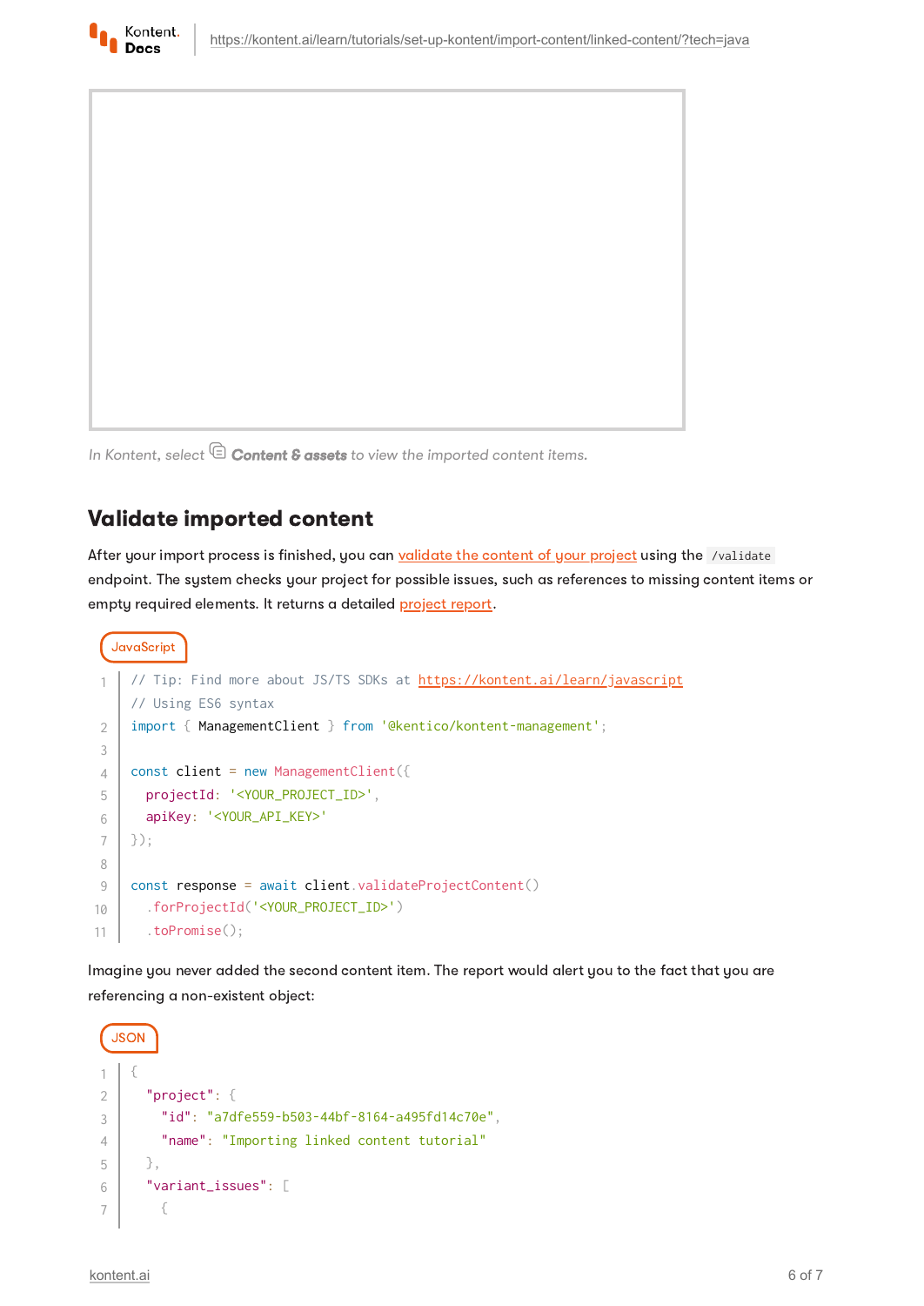In Kontent, select **Content & assets** to view the imported content items.

## Validate imported content

After your import process is finished, you can validate the content of your project using the `/validate` endpoint. The system checks your project for possible issues, such as references to missing content items or empty required elements. It returns a detailed project report.

JavaScript

```javascript
// Tip: Find more about JS/TS SDKs at https://kontent.ai/learn/javascript
// Using ES6 syntax
import { ManagementClient } from '@kentico/kontent-management';

const client = new ManagementClient({
  projectId: '<YOUR_PROJECT_ID>',
  apiKey: '<YOUR_API_KEY>'
});

const response = await client.validateProjectContent()
  .forProjectId('<YOUR_PROJECT_ID>')
  .toPromise();
```

Imagine you never added the second content item. The report would alert you to the fact that you are referencing a non-existent object:

JSON

```json
{
  "project": {
    "id": "a7dfe559-b503-44bf-8164-a495fd14c70e",
    "name": "Importing linked content tutorial"
  },
  "variant_issues": [
    {
```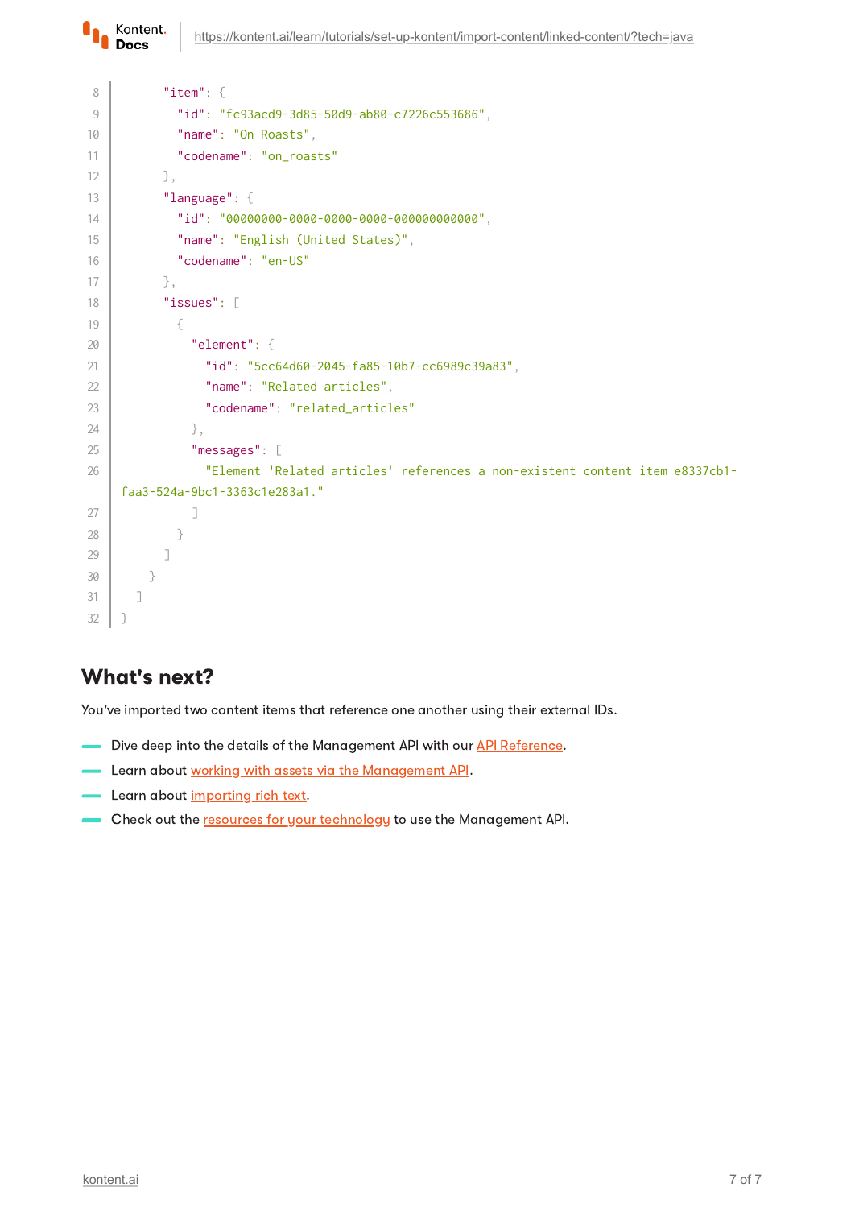```json
      "item": {
        "id": "fc93acd9-3d85-50d9-ab80-c7226c553686",
        "name": "On Roasts",
        "codename": "on_roasts"
      },
      "language": {
        "id": "00000000-0000-0000-0000-000000000000",
        "name": "English (United States)",
        "codename": "en-US"
      },
      "issues": [
        {
          "element": {
            "id": "5cc64d60-2045-fa85-10b7-cc6989c39a83",
            "name": "Related articles",
            "codename": "related_articles"
          },
          "messages": [
            "Element 'Related articles' references a non-existent content item e8337cb1-faa3-524a-9bc1-3363c1e283a1."
          ]
        }
      ]
    }
  ]
}
```

## What's next?

You've imported two content items that reference one another using their external IDs.

- Dive deep into the details of the Management API with our API Reference.
- Learn about working with assets via the Management API.
- Learn about importing rich text.
- Check out the resources for your technology to use the Management API.